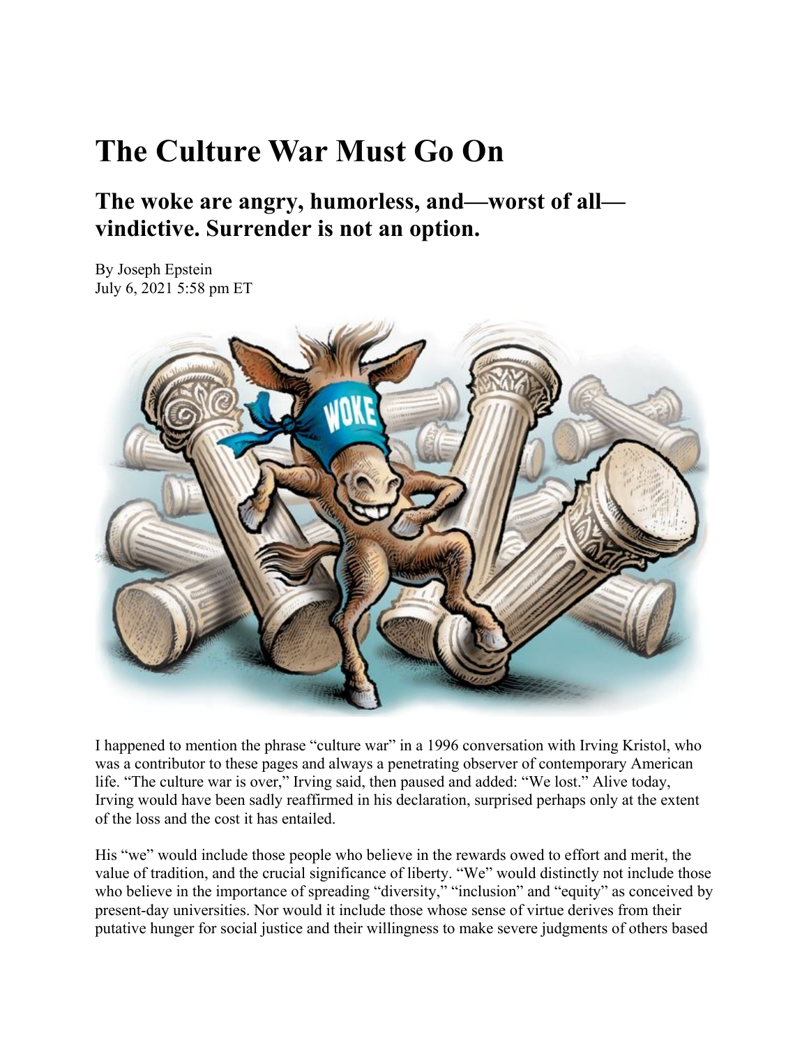# The Culture War Must Go On

## The woke are angry, humorless, and—worst of all—vindictive. Surrender is not an option.

By Joseph Epstein
July 6, 2021 5:58 pm ET

I happened to mention the phrase "culture war" in a 1996 conversation with Irving Kristol, who was a contributor to these pages and always a penetrating observer of contemporary American life. "The culture war is over," Irving said, then paused and added: "We lost." Alive today, Irving would have been sadly reaffirmed in his declaration, surprised perhaps only at the extent of the loss and the cost it has entailed.

His "we" would include those people who believe in the rewards owed to effort and merit, the value of tradition, and the crucial significance of liberty. "We" would distinctly not include those who believe in the importance of spreading "diversity," "inclusion" and "equity" as conceived by present-day universities. Nor would it include those whose sense of virtue derives from their putative hunger for social justice and their willingness to make severe judgments of others based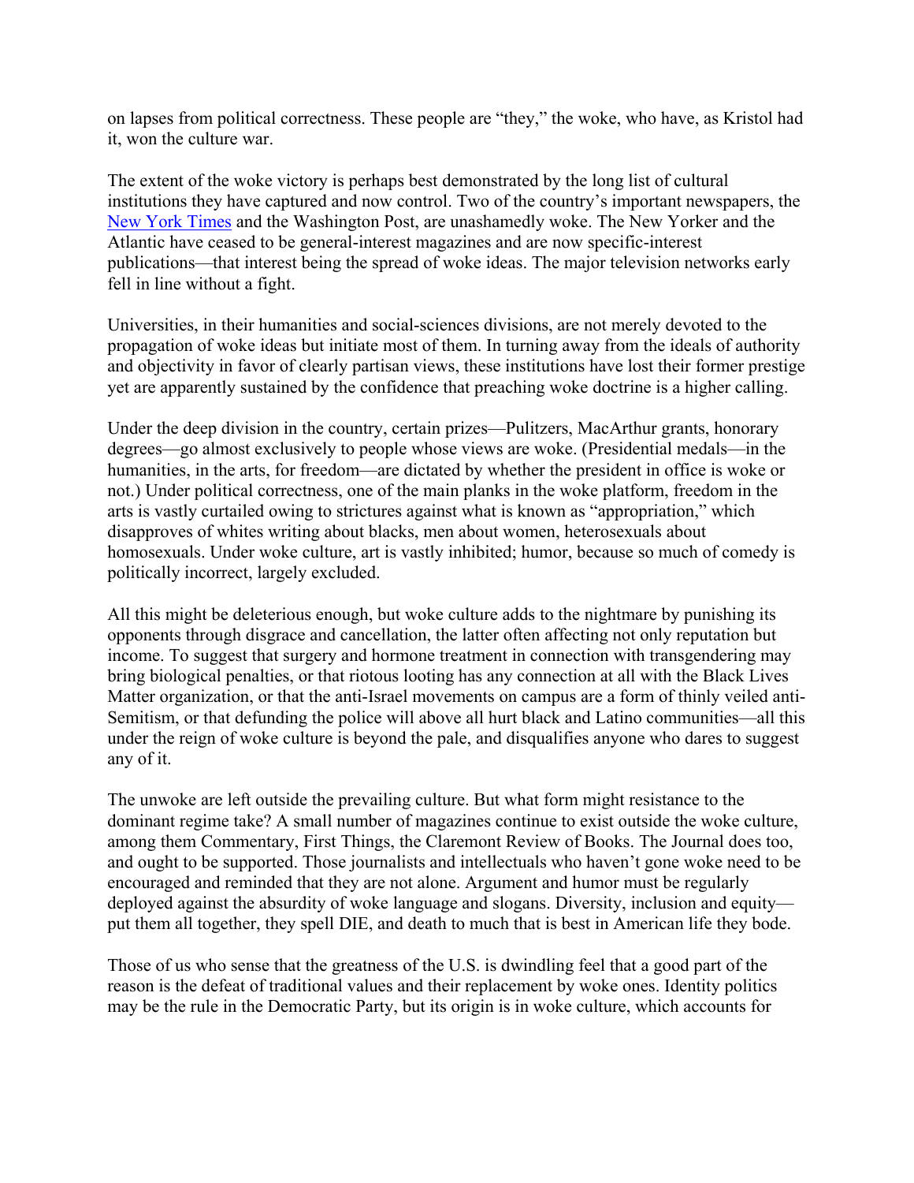on lapses from political correctness. These people are “they,” the woke, who have, as Kristol had it, won the culture war.

The extent of the woke victory is perhaps best demonstrated by the long list of cultural institutions they have captured and now control. Two of the country’s important newspapers, the New York Times and the Washington Post, are unashamedly woke. The New Yorker and the Atlantic have ceased to be general-interest magazines and are now specific-interest publications—that interest being the spread of woke ideas. The major television networks early fell in line without a fight.

Universities, in their humanities and social-sciences divisions, are not merely devoted to the propagation of woke ideas but initiate most of them. In turning away from the ideals of authority and objectivity in favor of clearly partisan views, these institutions have lost their former prestige yet are apparently sustained by the confidence that preaching woke doctrine is a higher calling.

Under the deep division in the country, certain prizes—Pulitzers, MacArthur grants, honorary degrees—go almost exclusively to people whose views are woke. (Presidential medals—in the humanities, in the arts, for freedom—are dictated by whether the president in office is woke or not.) Under political correctness, one of the main planks in the woke platform, freedom in the arts is vastly curtailed owing to strictures against what is known as “appropriation,” which disapproves of whites writing about blacks, men about women, heterosexuals about homosexuals. Under woke culture, art is vastly inhibited; humor, because so much of comedy is politically incorrect, largely excluded.

All this might be deleterious enough, but woke culture adds to the nightmare by punishing its opponents through disgrace and cancellation, the latter often affecting not only reputation but income. To suggest that surgery and hormone treatment in connection with transgendering may bring biological penalties, or that riotous looting has any connection at all with the Black Lives Matter organization, or that the anti-Israel movements on campus are a form of thinly veiled anti-Semitism, or that defunding the police will above all hurt black and Latino communities—all this under the reign of woke culture is beyond the pale, and disqualifies anyone who dares to suggest any of it.

The unwoke are left outside the prevailing culture. But what form might resistance to the dominant regime take? A small number of magazines continue to exist outside the woke culture, among them Commentary, First Things, the Claremont Review of Books. The Journal does too, and ought to be supported. Those journalists and intellectuals who haven’t gone woke need to be encouraged and reminded that they are not alone. Argument and humor must be regularly deployed against the absurdity of woke language and slogans. Diversity, inclusion and equity—put them all together, they spell DIE, and death to much that is best in American life they bode.

Those of us who sense that the greatness of the U.S. is dwindling feel that a good part of the reason is the defeat of traditional values and their replacement by woke ones. Identity politics may be the rule in the Democratic Party, but its origin is in woke culture, which accounts for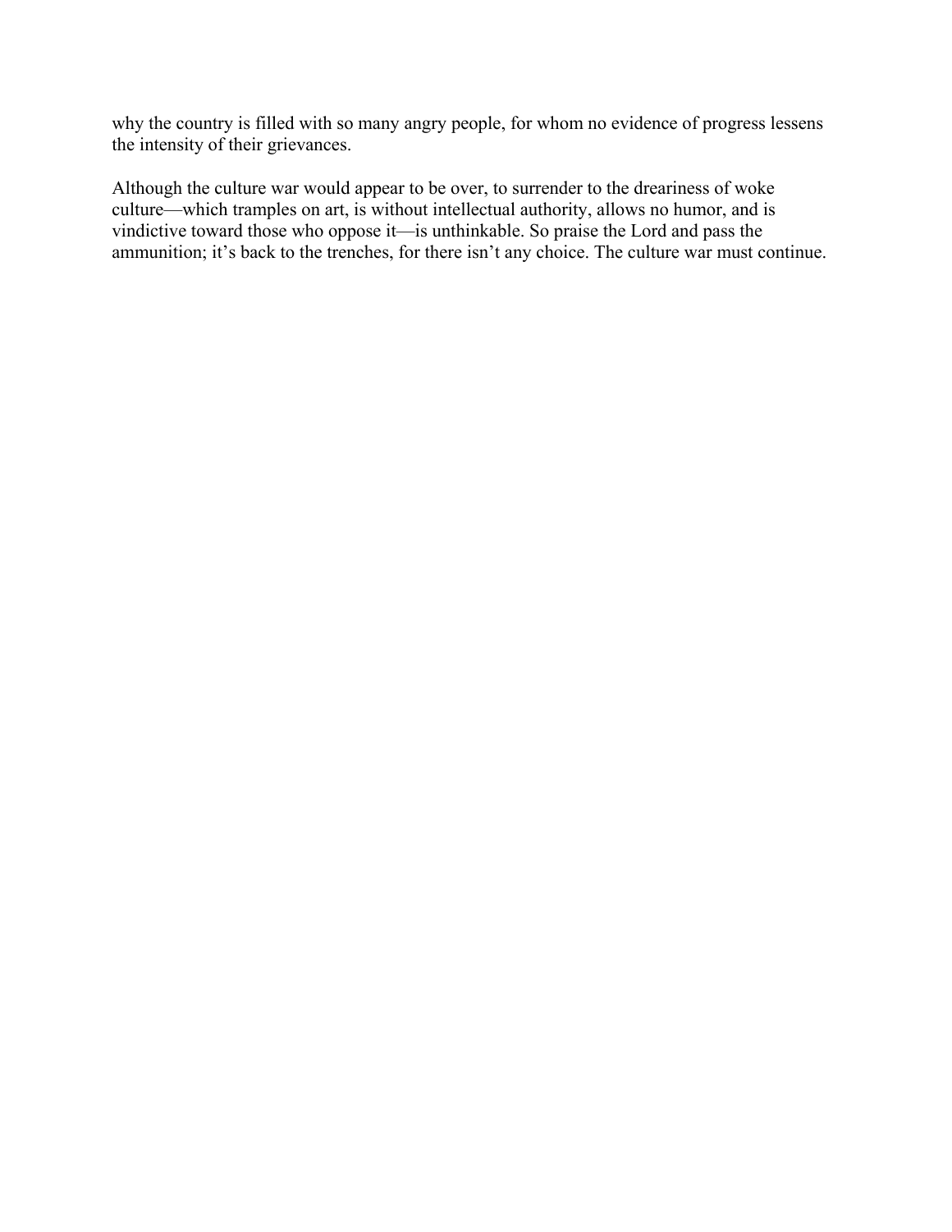why the country is filled with so many angry people, for whom no evidence of progress lessens the intensity of their grievances.

Although the culture war would appear to be over, to surrender to the dreariness of woke culture—which tramples on art, is without intellectual authority, allows no humor, and is vindictive toward those who oppose it—is unthinkable. So praise the Lord and pass the ammunition; it's back to the trenches, for there isn't any choice. The culture war must continue.